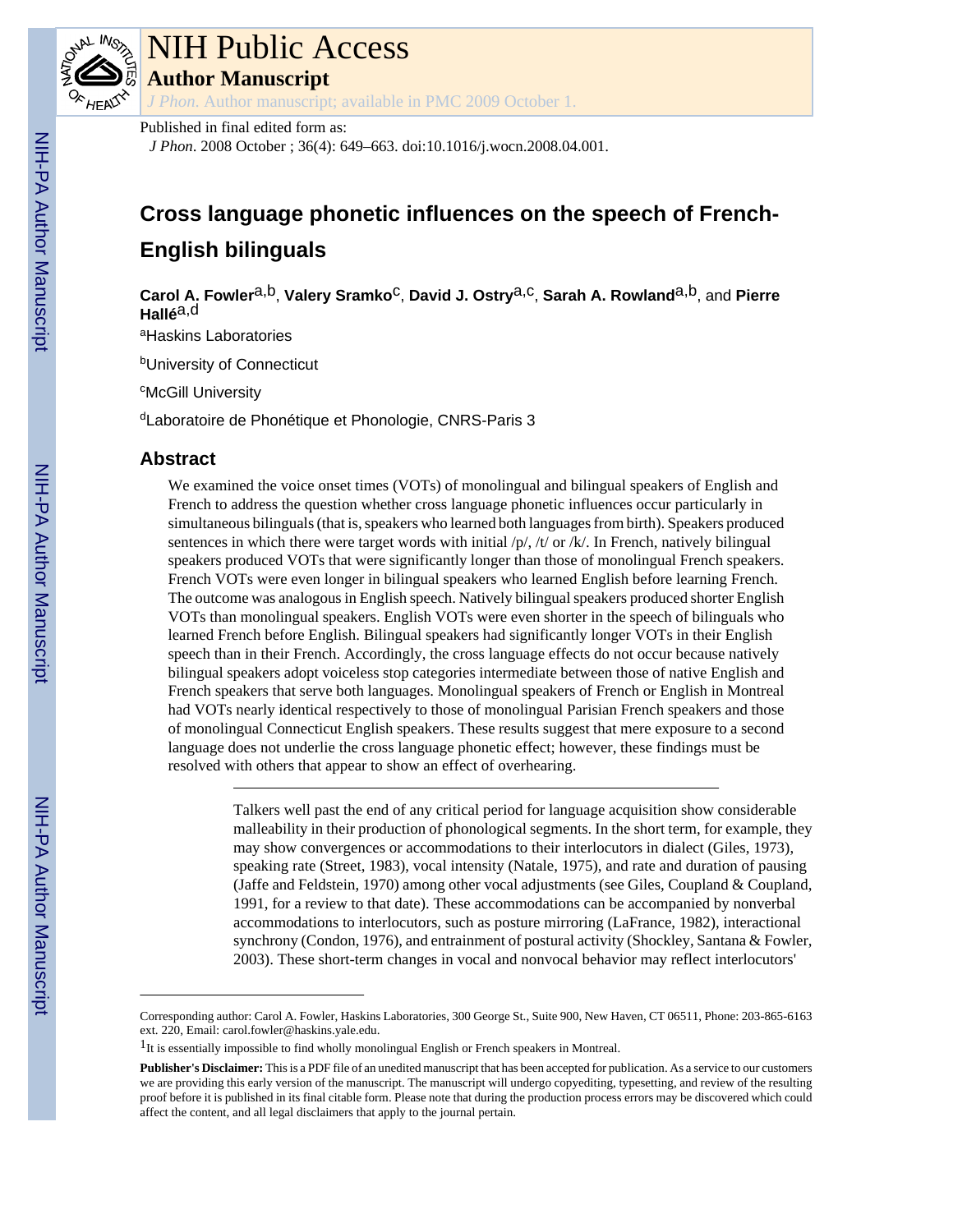Published in final edited form as:

*J Phon*. 2008 October ; 36(4): 649–663. doi:10.1016/j.wocn.2008.04.001.

# Cross language phonetic influences on the speech of French-English bilinguals

**Carol A. Fowler**[a,b], **Valery Sramko**[c], **David J. Ostry**[a,c], **Sarah A. Rowland**[a,b], and **Pierre Hallé**[a,d]

[a]Haskins Laboratories

[b]University of Connecticut

[c]McGill University

[d]Laboratoire de Phonétique et Phonologie, CNRS-Paris 3

## Abstract

We examined the voice onset times (VOTs) of monolingual and bilingual speakers of English and French to address the question whether cross language phonetic influences occur particularly in simultaneous bilinguals (that is, speakers who learned both languages from birth). Speakers produced sentences in which there were target words with initial /p/, /t/ or /k/. In French, natively bilingual speakers produced VOTs that were significantly longer than those of monolingual French speakers. French VOTs were even longer in bilingual speakers who learned English before learning French. The outcome was analogous in English speech. Natively bilingual speakers produced shorter English VOTs than monolingual speakers. English VOTs were even shorter in the speech of bilinguals who learned French before English. Bilingual speakers had significantly longer VOTs in their English speech than in their French. Accordingly, the cross language effects do not occur because natively bilingual speakers adopt voiceless stop categories intermediate between those of native English and French speakers that serve both languages. Monolingual speakers of French or English in Montreal had VOTs nearly identical respectively to those of monolingual Parisian French speakers and those of monolingual Connecticut English speakers. These results suggest that mere exposure to a second language does not underlie the cross language phonetic effect; however, these findings must be resolved with others that appear to show an effect of overhearing.

---

Talkers well past the end of any critical period for language acquisition show considerable malleability in their production of phonological segments. In the short term, for example, they may show convergences or accommodations to their interlocutors in dialect (Giles, 1973), speaking rate (Street, 1983), vocal intensity (Natale, 1975), and rate and duration of pausing (Jaffe and Feldstein, 1970) among other vocal adjustments (see Giles, Coupland & Coupland, 1991, for a review to that date). These accommodations can be accompanied by nonverbal accommodations to interlocutors, such as posture mirroring (LaFrance, 1982), interactional synchrony (Condon, 1976), and entrainment of postural activity (Shockley, Santana & Fowler, 2003). These short-term changes in vocal and nonvocal behavior may reflect interlocutors'

---

Corresponding author: Carol A. Fowler, Haskins Laboratories, 300 George St., Suite 900, New Haven, CT 06511, Phone: 203-865-6163 ext. 220, Email: carol.fowler@haskins.yale.edu.

[1]It is essentially impossible to find wholly monolingual English or French speakers in Montreal.

**Publisher's Disclaimer:** This is a PDF file of an unedited manuscript that has been accepted for publication. As a service to our customers we are providing this early version of the manuscript. The manuscript will undergo copyediting, typesetting, and review of the resulting proof before it is published in its final citable form. Please note that during the production process errors may be discovered which could affect the content, and all legal disclaimers that apply to the journal pertain.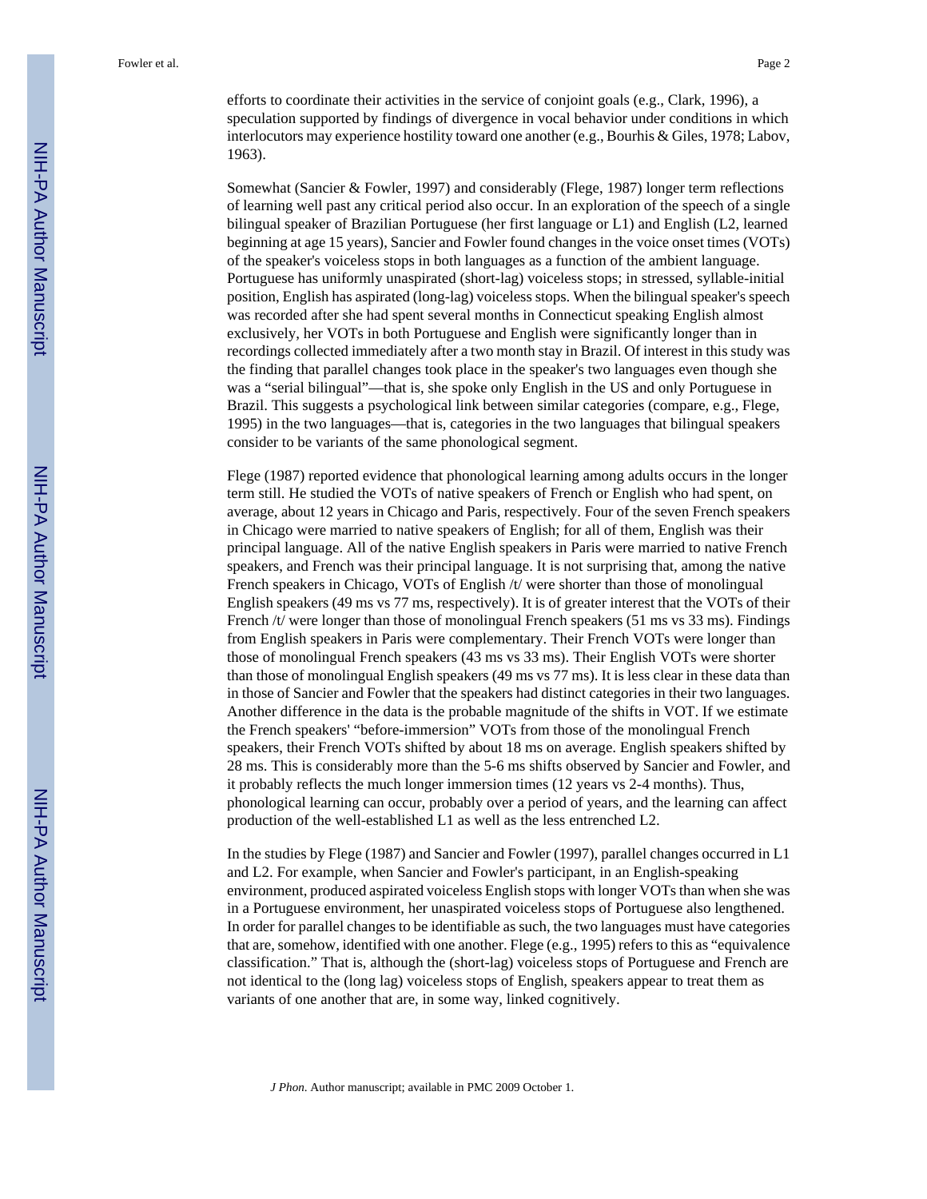efforts to coordinate their activities in the service of conjoint goals (e.g., Clark, 1996), a speculation supported by findings of divergence in vocal behavior under conditions in which interlocutors may experience hostility toward one another (e.g., Bourhis & Giles, 1978; Labov, 1963).

Somewhat (Sancier & Fowler, 1997) and considerably (Flege, 1987) longer term reflections of learning well past any critical period also occur. In an exploration of the speech of a single bilingual speaker of Brazilian Portuguese (her first language or L1) and English (L2, learned beginning at age 15 years), Sancier and Fowler found changes in the voice onset times (VOTs) of the speaker's voiceless stops in both languages as a function of the ambient language. Portuguese has uniformly unaspirated (short-lag) voiceless stops; in stressed, syllable-initial position, English has aspirated (long-lag) voiceless stops. When the bilingual speaker's speech was recorded after she had spent several months in Connecticut speaking English almost exclusively, her VOTs in both Portuguese and English were significantly longer than in recordings collected immediately after a two month stay in Brazil. Of interest in this study was the finding that parallel changes took place in the speaker's two languages even though she was a "serial bilingual"—that is, she spoke only English in the US and only Portuguese in Brazil. This suggests a psychological link between similar categories (compare, e.g., Flege, 1995) in the two languages—that is, categories in the two languages that bilingual speakers consider to be variants of the same phonological segment.

Flege (1987) reported evidence that phonological learning among adults occurs in the longer term still. He studied the VOTs of native speakers of French or English who had spent, on average, about 12 years in Chicago and Paris, respectively. Four of the seven French speakers in Chicago were married to native speakers of English; for all of them, English was their principal language. All of the native English speakers in Paris were married to native French speakers, and French was their principal language. It is not surprising that, among the native French speakers in Chicago, VOTs of English /t/ were shorter than those of monolingual English speakers (49 ms vs 77 ms, respectively). It is of greater interest that the VOTs of their French /t/ were longer than those of monolingual French speakers (51 ms vs 33 ms). Findings from English speakers in Paris were complementary. Their French VOTs were longer than those of monolingual French speakers (43 ms vs 33 ms). Their English VOTs were shorter than those of monolingual English speakers (49 ms vs 77 ms). It is less clear in these data than in those of Sancier and Fowler that the speakers had distinct categories in their two languages. Another difference in the data is the probable magnitude of the shifts in VOT. If we estimate the French speakers' "before-immersion" VOTs from those of the monolingual French speakers, their French VOTs shifted by about 18 ms on average. English speakers shifted by 28 ms. This is considerably more than the 5-6 ms shifts observed by Sancier and Fowler, and it probably reflects the much longer immersion times (12 years vs 2-4 months). Thus, phonological learning can occur, probably over a period of years, and the learning can affect production of the well-established L1 as well as the less entrenched L2.

In the studies by Flege (1987) and Sancier and Fowler (1997), parallel changes occurred in L1 and L2. For example, when Sancier and Fowler's participant, in an English-speaking environment, produced aspirated voiceless English stops with longer VOTs than when she was in a Portuguese environment, her unaspirated voiceless stops of Portuguese also lengthened. In order for parallel changes to be identifiable as such, the two languages must have categories that are, somehow, identified with one another. Flege (e.g., 1995) refers to this as "equivalence classification." That is, although the (short-lag) voiceless stops of Portuguese and French are not identical to the (long lag) voiceless stops of English, speakers appear to treat them as variants of one another that are, in some way, linked cognitively.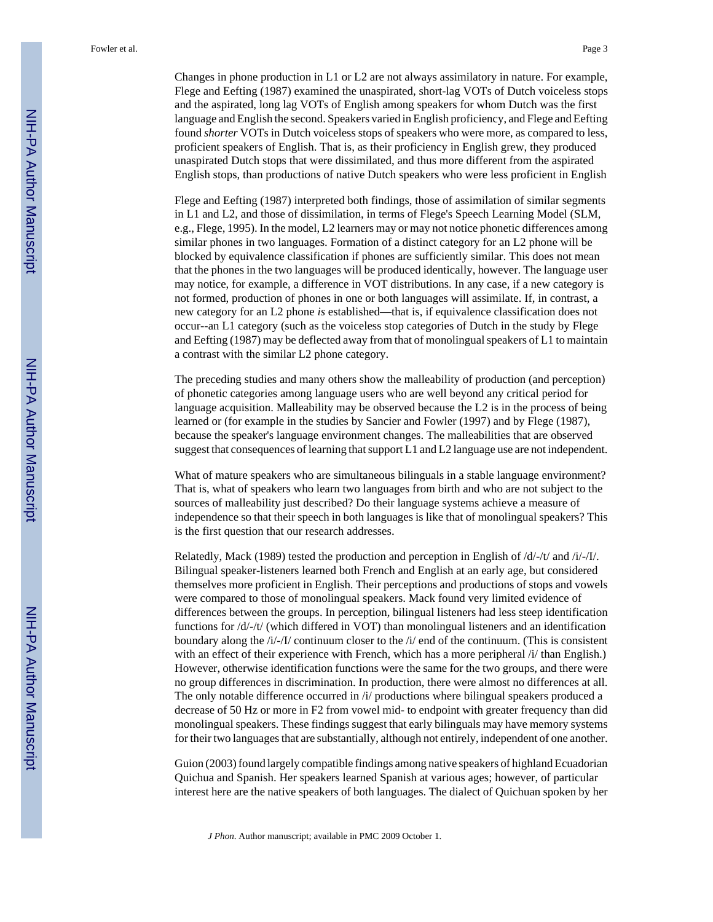Changes in phone production in L1 or L2 are not always assimilatory in nature. For example, Flege and Eefting (1987) examined the unaspirated, short-lag VOTs of Dutch voiceless stops and the aspirated, long lag VOTs of English among speakers for whom Dutch was the first language and English the second. Speakers varied in English proficiency, and Flege and Eefting found *shorter* VOTs in Dutch voiceless stops of speakers who were more, as compared to less, proficient speakers of English. That is, as their proficiency in English grew, they produced unaspirated Dutch stops that were dissimilated, and thus more different from the aspirated English stops, than productions of native Dutch speakers who were less proficient in English

Flege and Eefting (1987) interpreted both findings, those of assimilation of similar segments in L1 and L2, and those of dissimilation, in terms of Flege's Speech Learning Model (SLM, e.g., Flege, 1995). In the model, L2 learners may or may not notice phonetic differences among similar phones in two languages. Formation of a distinct category for an L2 phone will be blocked by equivalence classification if phones are sufficiently similar. This does not mean that the phones in the two languages will be produced identically, however. The language user may notice, for example, a difference in VOT distributions. In any case, if a new category is not formed, production of phones in one or both languages will assimilate. If, in contrast, a new category for an L2 phone *is* established—that is, if equivalence classification does not occur--an L1 category (such as the voiceless stop categories of Dutch in the study by Flege and Eefting (1987) may be deflected away from that of monolingual speakers of L1 to maintain a contrast with the similar L2 phone category.

The preceding studies and many others show the malleability of production (and perception) of phonetic categories among language users who are well beyond any critical period for language acquisition. Malleability may be observed because the L2 is in the process of being learned or (for example in the studies by Sancier and Fowler (1997) and by Flege (1987), because the speaker's language environment changes. The malleabilities that are observed suggest that consequences of learning that support L1 and L2 language use are not independent.

What of mature speakers who are simultaneous bilinguals in a stable language environment? That is, what of speakers who learn two languages from birth and who are not subject to the sources of malleability just described? Do their language systems achieve a measure of independence so that their speech in both languages is like that of monolingual speakers? This is the first question that our research addresses.

Relatedly, Mack (1989) tested the production and perception in English of /d/-/t/ and /i/-/I/. Bilingual speaker-listeners learned both French and English at an early age, but considered themselves more proficient in English. Their perceptions and productions of stops and vowels were compared to those of monolingual speakers. Mack found very limited evidence of differences between the groups. In perception, bilingual listeners had less steep identification functions for /d/-/t/ (which differed in VOT) than monolingual listeners and an identification boundary along the /i/-/I/ continuum closer to the /i/ end of the continuum. (This is consistent with an effect of their experience with French, which has a more peripheral /i/ than English.) However, otherwise identification functions were the same for the two groups, and there were no group differences in discrimination. In production, there were almost no differences at all. The only notable difference occurred in /i/ productions where bilingual speakers produced a decrease of 50 Hz or more in F2 from vowel mid- to endpoint with greater frequency than did monolingual speakers. These findings suggest that early bilinguals may have memory systems for their two languages that are substantially, although not entirely, independent of one another.

Guion (2003) found largely compatible findings among native speakers of highland Ecuadorian Quichua and Spanish. Her speakers learned Spanish at various ages; however, of particular interest here are the native speakers of both languages. The dialect of Quichuan spoken by her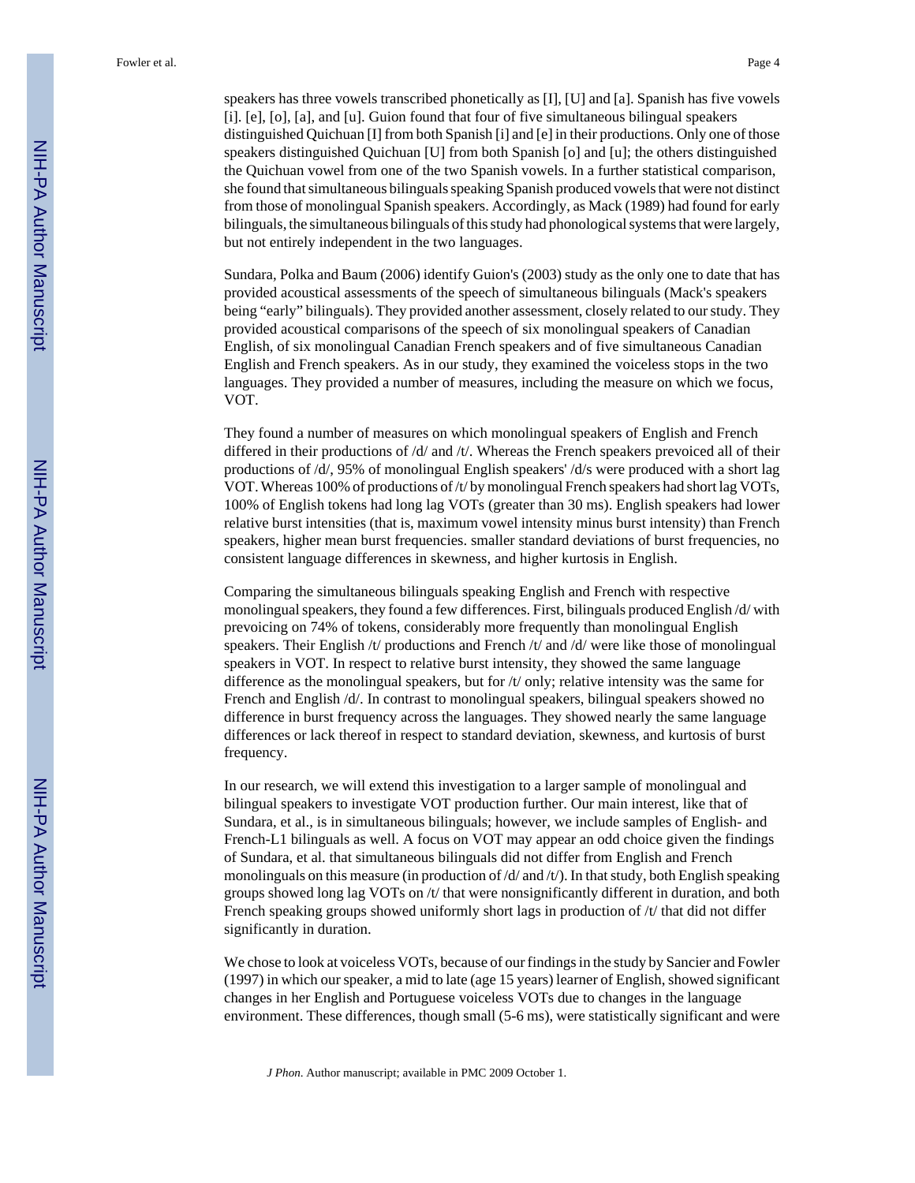speakers has three vowels transcribed phonetically as [I], [U] and [a]. Spanish has five vowels [i]. [e], [o], [a], and [u]. Guion found that four of five simultaneous bilingual speakers distinguished Quichuan [I] from both Spanish [i] and [e] in their productions. Only one of those speakers distinguished Quichuan [U] from both Spanish [o] and [u]; the others distinguished the Quichuan vowel from one of the two Spanish vowels. In a further statistical comparison, she found that simultaneous bilinguals speaking Spanish produced vowels that were not distinct from those of monolingual Spanish speakers. Accordingly, as Mack (1989) had found for early bilinguals, the simultaneous bilinguals of this study had phonological systems that were largely, but not entirely independent in the two languages.

Sundara, Polka and Baum (2006) identify Guion's (2003) study as the only one to date that has provided acoustical assessments of the speech of simultaneous bilinguals (Mack's speakers being "early" bilinguals). They provided another assessment, closely related to our study. They provided acoustical comparisons of the speech of six monolingual speakers of Canadian English, of six monolingual Canadian French speakers and of five simultaneous Canadian English and French speakers. As in our study, they examined the voiceless stops in the two languages. They provided a number of measures, including the measure on which we focus, VOT.

They found a number of measures on which monolingual speakers of English and French differed in their productions of /d/ and /t/. Whereas the French speakers prevoiced all of their productions of /d/, 95% of monolingual English speakers' /d/s were produced with a short lag VOT. Whereas 100% of productions of /t/ by monolingual French speakers had short lag VOTs, 100% of English tokens had long lag VOTs (greater than 30 ms). English speakers had lower relative burst intensities (that is, maximum vowel intensity minus burst intensity) than French speakers, higher mean burst frequencies. smaller standard deviations of burst frequencies, no consistent language differences in skewness, and higher kurtosis in English.

Comparing the simultaneous bilinguals speaking English and French with respective monolingual speakers, they found a few differences. First, bilinguals produced English /d/ with prevoicing on 74% of tokens, considerably more frequently than monolingual English speakers. Their English /t/ productions and French /t/ and /d/ were like those of monolingual speakers in VOT. In respect to relative burst intensity, they showed the same language difference as the monolingual speakers, but for /t/ only; relative intensity was the same for French and English /d/. In contrast to monolingual speakers, bilingual speakers showed no difference in burst frequency across the languages. They showed nearly the same language differences or lack thereof in respect to standard deviation, skewness, and kurtosis of burst frequency.

In our research, we will extend this investigation to a larger sample of monolingual and bilingual speakers to investigate VOT production further. Our main interest, like that of Sundara, et al., is in simultaneous bilinguals; however, we include samples of English- and French-L1 bilinguals as well. A focus on VOT may appear an odd choice given the findings of Sundara, et al. that simultaneous bilinguals did not differ from English and French monolinguals on this measure (in production of /d/ and /t/). In that study, both English speaking groups showed long lag VOTs on /t/ that were nonsignificantly different in duration, and both French speaking groups showed uniformly short lags in production of /t/ that did not differ significantly in duration.

We chose to look at voiceless VOTs, because of our findings in the study by Sancier and Fowler (1997) in which our speaker, a mid to late (age 15 years) learner of English, showed significant changes in her English and Portuguese voiceless VOTs due to changes in the language environment. These differences, though small (5-6 ms), were statistically significant and were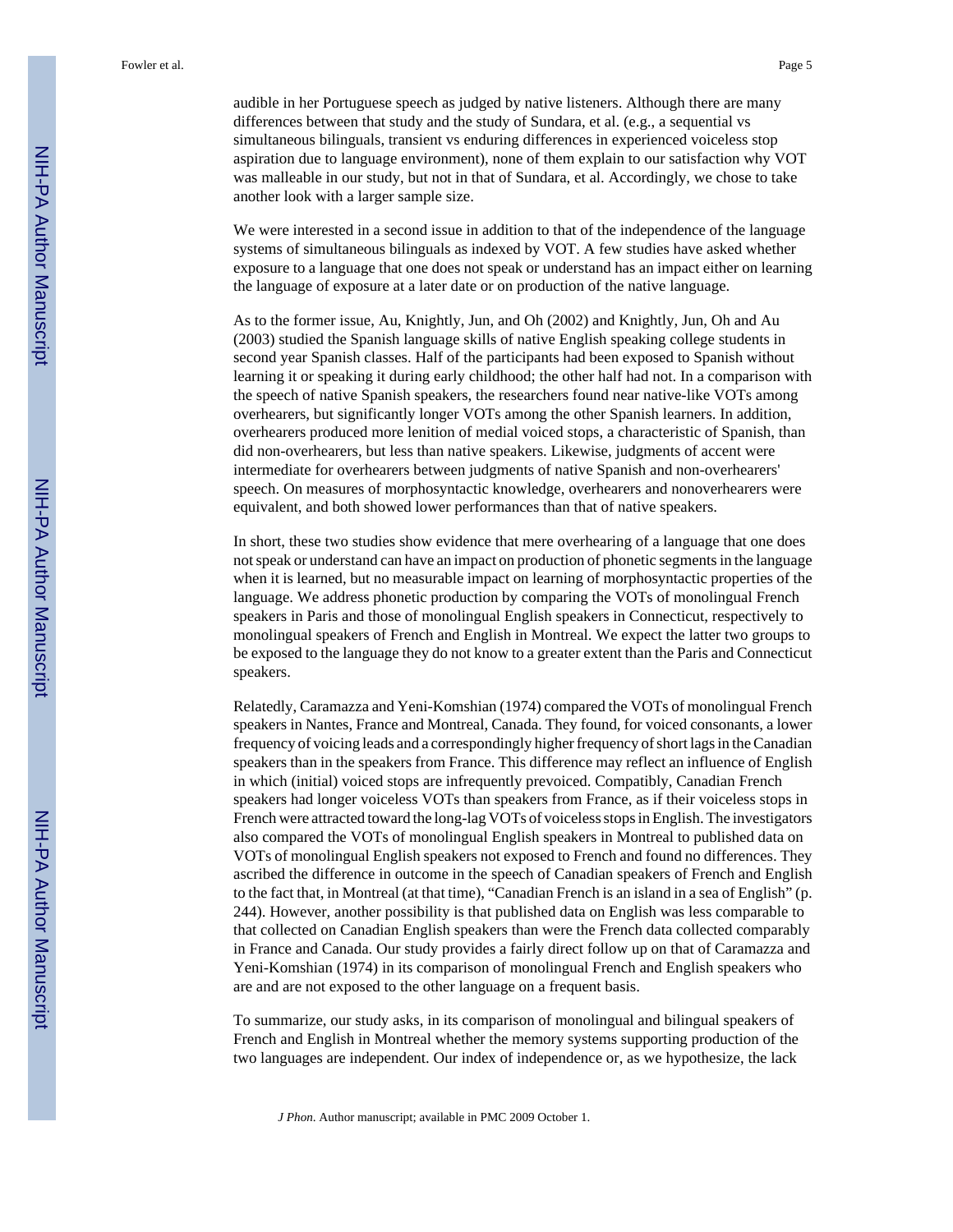audible in her Portuguese speech as judged by native listeners. Although there are many differences between that study and the study of Sundara, et al. (e.g., a sequential vs simultaneous bilinguals, transient vs enduring differences in experienced voiceless stop aspiration due to language environment), none of them explain to our satisfaction why VOT was malleable in our study, but not in that of Sundara, et al. Accordingly, we chose to take another look with a larger sample size.

We were interested in a second issue in addition to that of the independence of the language systems of simultaneous bilinguals as indexed by VOT. A few studies have asked whether exposure to a language that one does not speak or understand has an impact either on learning the language of exposure at a later date or on production of the native language.

As to the former issue, Au, Knightly, Jun, and Oh (2002) and Knightly, Jun, Oh and Au (2003) studied the Spanish language skills of native English speaking college students in second year Spanish classes. Half of the participants had been exposed to Spanish without learning it or speaking it during early childhood; the other half had not. In a comparison with the speech of native Spanish speakers, the researchers found near native-like VOTs among overhearers, but significantly longer VOTs among the other Spanish learners. In addition, overhearers produced more lenition of medial voiced stops, a characteristic of Spanish, than did non-overhearers, but less than native speakers. Likewise, judgments of accent were intermediate for overhearers between judgments of native Spanish and non-overhearers' speech. On measures of morphosyntactic knowledge, overhearers and nonoverhearers were equivalent, and both showed lower performances than that of native speakers.

In short, these two studies show evidence that mere overhearing of a language that one does not speak or understand can have an impact on production of phonetic segments in the language when it is learned, but no measurable impact on learning of morphosyntactic properties of the language. We address phonetic production by comparing the VOTs of monolingual French speakers in Paris and those of monolingual English speakers in Connecticut, respectively to monolingual speakers of French and English in Montreal. We expect the latter two groups to be exposed to the language they do not know to a greater extent than the Paris and Connecticut speakers.

Relatedly, Caramazza and Yeni-Komshian (1974) compared the VOTs of monolingual French speakers in Nantes, France and Montreal, Canada. They found, for voiced consonants, a lower frequency of voicing leads and a correspondingly higher frequency of short lags in the Canadian speakers than in the speakers from France. This difference may reflect an influence of English in which (initial) voiced stops are infrequently prevoiced. Compatibly, Canadian French speakers had longer voiceless VOTs than speakers from France, as if their voiceless stops in French were attracted toward the long-lag VOTs of voiceless stops in English. The investigators also compared the VOTs of monolingual English speakers in Montreal to published data on VOTs of monolingual English speakers not exposed to French and found no differences. They ascribed the difference in outcome in the speech of Canadian speakers of French and English to the fact that, in Montreal (at that time), "Canadian French is an island in a sea of English" (p. 244). However, another possibility is that published data on English was less comparable to that collected on Canadian English speakers than were the French data collected comparably in France and Canada. Our study provides a fairly direct follow up on that of Caramazza and Yeni-Komshian (1974) in its comparison of monolingual French and English speakers who are and are not exposed to the other language on a frequent basis.

To summarize, our study asks, in its comparison of monolingual and bilingual speakers of French and English in Montreal whether the memory systems supporting production of the two languages are independent. Our index of independence or, as we hypothesize, the lack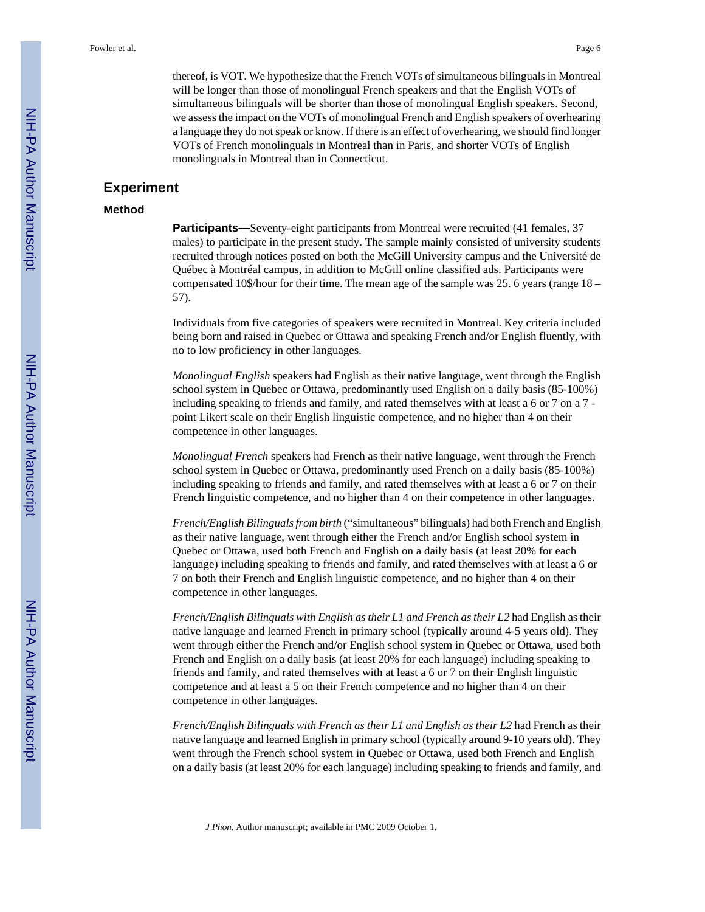thereof, is VOT. We hypothesize that the French VOTs of simultaneous bilinguals in Montreal will be longer than those of monolingual French speakers and that the English VOTs of simultaneous bilinguals will be shorter than those of monolingual English speakers. Second, we assess the impact on the VOTs of monolingual French and English speakers of overhearing a language they do not speak or know. If there is an effect of overhearing, we should find longer VOTs of French monolinguals in Montreal than in Paris, and shorter VOTs of English monolinguals in Montreal than in Connecticut.

## Experiment

### Method

**Participants—**Seventy-eight participants from Montreal were recruited (41 females, 37 males) to participate in the present study. The sample mainly consisted of university students recruited through notices posted on both the McGill University campus and the Université de Québec à Montréal campus, in addition to McGill online classified ads. Participants were compensated 10$/hour for their time. The mean age of the sample was 25. 6 years (range 18 – 57).

Individuals from five categories of speakers were recruited in Montreal. Key criteria included being born and raised in Quebec or Ottawa and speaking French and/or English fluently, with no to low proficiency in other languages.

*Monolingual English* speakers had English as their native language, went through the English school system in Quebec or Ottawa, predominantly used English on a daily basis (85-100%) including speaking to friends and family, and rated themselves with at least a 6 or 7 on a 7 -point Likert scale on their English linguistic competence, and no higher than 4 on their competence in other languages.

*Monolingual French* speakers had French as their native language, went through the French school system in Quebec or Ottawa, predominantly used French on a daily basis (85-100%) including speaking to friends and family, and rated themselves with at least a 6 or 7 on their French linguistic competence, and no higher than 4 on their competence in other languages.

*French/English Bilinguals from birth* ("simultaneous" bilinguals) had both French and English as their native language, went through either the French and/or English school system in Quebec or Ottawa, used both French and English on a daily basis (at least 20% for each language) including speaking to friends and family, and rated themselves with at least a 6 or 7 on both their French and English linguistic competence, and no higher than 4 on their competence in other languages.

*French/English Bilinguals with English as their L1 and French as their L2* had English as their native language and learned French in primary school (typically around 4-5 years old). They went through either the French and/or English school system in Quebec or Ottawa, used both French and English on a daily basis (at least 20% for each language) including speaking to friends and family, and rated themselves with at least a 6 or 7 on their English linguistic competence and at least a 5 on their French competence and no higher than 4 on their competence in other languages.

*French/English Bilinguals with French as their L1 and English as their L2* had French as their native language and learned English in primary school (typically around 9-10 years old). They went through the French school system in Quebec or Ottawa, used both French and English on a daily basis (at least 20% for each language) including speaking to friends and family, and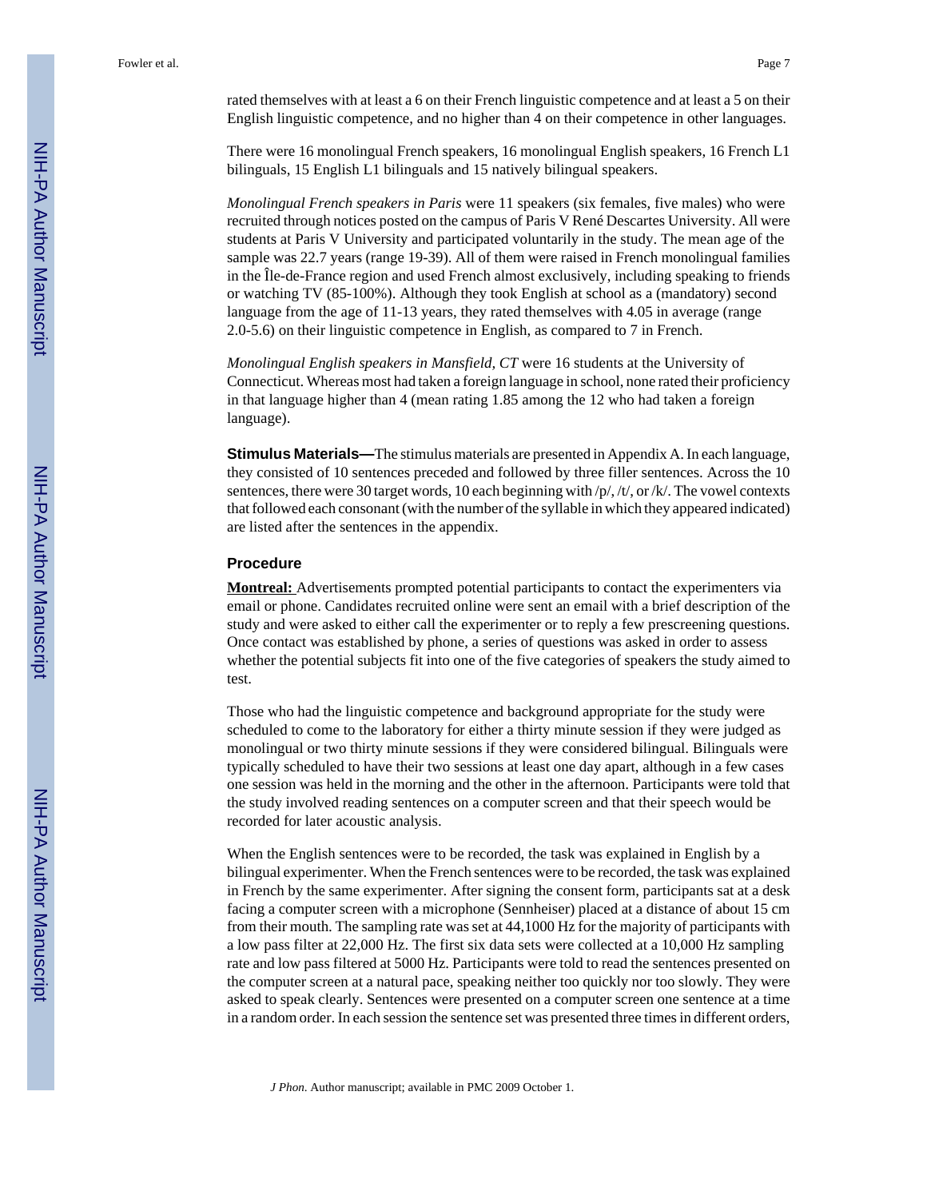rated themselves with at least a 6 on their French linguistic competence and at least a 5 on their English linguistic competence, and no higher than 4 on their competence in other languages.

There were 16 monolingual French speakers, 16 monolingual English speakers, 16 French L1 bilinguals, 15 English L1 bilinguals and 15 natively bilingual speakers.

*Monolingual French speakers in Paris* were 11 speakers (six females, five males) who were recruited through notices posted on the campus of Paris V René Descartes University. All were students at Paris V University and participated voluntarily in the study. The mean age of the sample was 22.7 years (range 19-39). All of them were raised in French monolingual families in the Île-de-France region and used French almost exclusively, including speaking to friends or watching TV (85-100%). Although they took English at school as a (mandatory) second language from the age of 11-13 years, they rated themselves with 4.05 in average (range 2.0-5.6) on their linguistic competence in English, as compared to 7 in French.

*Monolingual English speakers in Mansfield, CT* were 16 students at the University of Connecticut. Whereas most had taken a foreign language in school, none rated their proficiency in that language higher than 4 (mean rating 1.85 among the 12 who had taken a foreign language).

**Stimulus Materials—**The stimulus materials are presented in Appendix A. In each language, they consisted of 10 sentences preceded and followed by three filler sentences. Across the 10 sentences, there were 30 target words, 10 each beginning with /p/, /t/, or /k/. The vowel contexts that followed each consonant (with the number of the syllable in which they appeared indicated) are listed after the sentences in the appendix.

### Procedure

**Montreal:** Advertisements prompted potential participants to contact the experimenters via email or phone. Candidates recruited online were sent an email with a brief description of the study and were asked to either call the experimenter or to reply a few prescreening questions. Once contact was established by phone, a series of questions was asked in order to assess whether the potential subjects fit into one of the five categories of speakers the study aimed to test.

Those who had the linguistic competence and background appropriate for the study were scheduled to come to the laboratory for either a thirty minute session if they were judged as monolingual or two thirty minute sessions if they were considered bilingual. Bilinguals were typically scheduled to have their two sessions at least one day apart, although in a few cases one session was held in the morning and the other in the afternoon. Participants were told that the study involved reading sentences on a computer screen and that their speech would be recorded for later acoustic analysis.

When the English sentences were to be recorded, the task was explained in English by a bilingual experimenter. When the French sentences were to be recorded, the task was explained in French by the same experimenter. After signing the consent form, participants sat at a desk facing a computer screen with a microphone (Sennheiser) placed at a distance of about 15 cm from their mouth. The sampling rate was set at 44,1000 Hz for the majority of participants with a low pass filter at 22,000 Hz. The first six data sets were collected at a 10,000 Hz sampling rate and low pass filtered at 5000 Hz. Participants were told to read the sentences presented on the computer screen at a natural pace, speaking neither too quickly nor too slowly. They were asked to speak clearly. Sentences were presented on a computer screen one sentence at a time in a random order. In each session the sentence set was presented three times in different orders,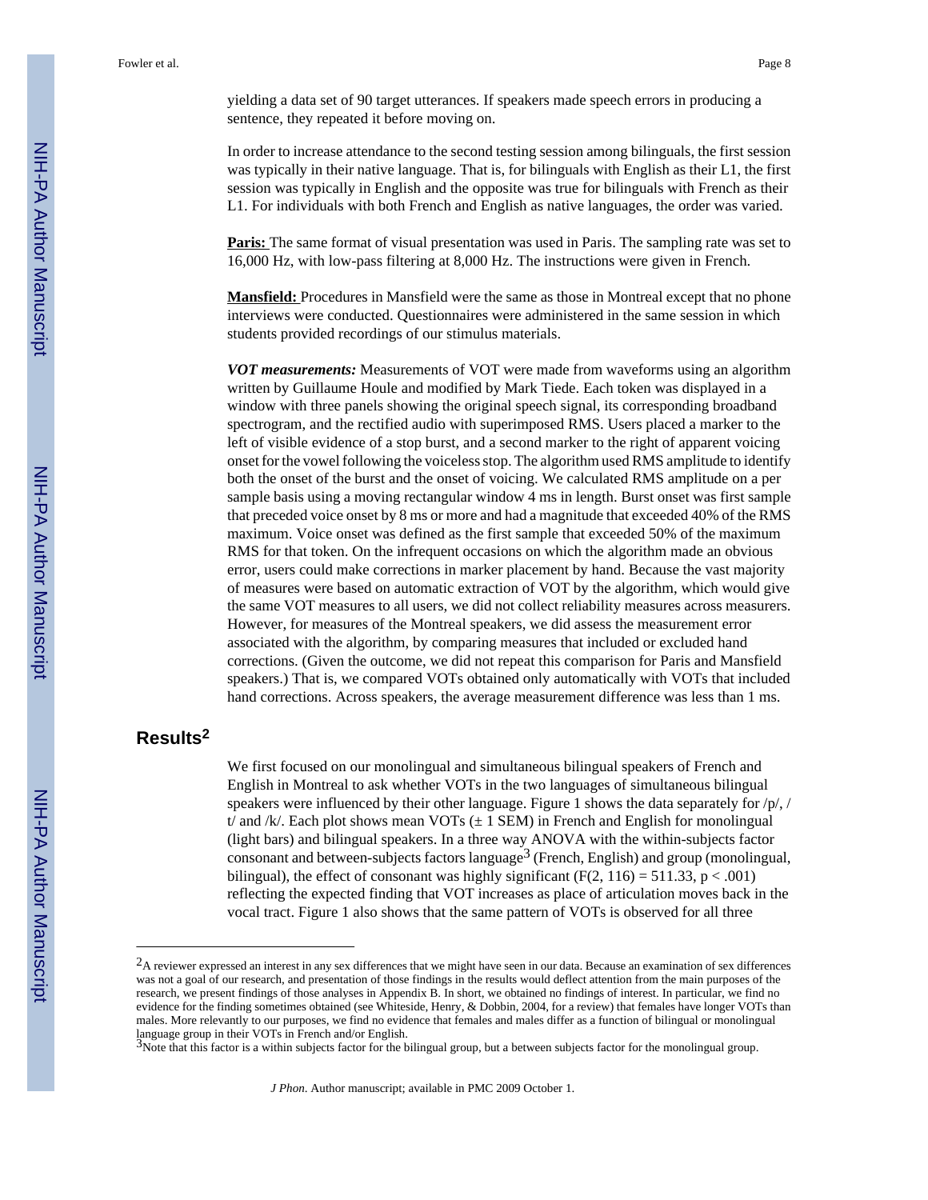yielding a data set of 90 target utterances. If speakers made speech errors in producing a sentence, they repeated it before moving on.

In order to increase attendance to the second testing session among bilinguals, the first session was typically in their native language. That is, for bilinguals with English as their L1, the first session was typically in English and the opposite was true for bilinguals with French as their L1. For individuals with both French and English as native languages, the order was varied.

**Paris:** The same format of visual presentation was used in Paris. The sampling rate was set to 16,000 Hz, with low-pass filtering at 8,000 Hz. The instructions were given in French.

**Mansfield:** Procedures in Mansfield were the same as those in Montreal except that no phone interviews were conducted. Questionnaires were administered in the same session in which students provided recordings of our stimulus materials.

***VOT measurements:*** Measurements of VOT were made from waveforms using an algorithm written by Guillaume Houle and modified by Mark Tiede. Each token was displayed in a window with three panels showing the original speech signal, its corresponding broadband spectrogram, and the rectified audio with superimposed RMS. Users placed a marker to the left of visible evidence of a stop burst, and a second marker to the right of apparent voicing onset for the vowel following the voiceless stop. The algorithm used RMS amplitude to identify both the onset of the burst and the onset of voicing. We calculated RMS amplitude on a per sample basis using a moving rectangular window 4 ms in length. Burst onset was first sample that preceded voice onset by 8 ms or more and had a magnitude that exceeded 40% of the RMS maximum. Voice onset was defined as the first sample that exceeded 50% of the maximum RMS for that token. On the infrequent occasions on which the algorithm made an obvious error, users could make corrections in marker placement by hand. Because the vast majority of measures were based on automatic extraction of VOT by the algorithm, which would give the same VOT measures to all users, we did not collect reliability measures across measurers. However, for measures of the Montreal speakers, we did assess the measurement error associated with the algorithm, by comparing measures that included or excluded hand corrections. (Given the outcome, we did not repeat this comparison for Paris and Mansfield speakers.) That is, we compared VOTs obtained only automatically with VOTs that included hand corrections. Across speakers, the average measurement difference was less than 1 ms.

## Results[2]

We first focused on our monolingual and simultaneous bilingual speakers of French and English in Montreal to ask whether VOTs in the two languages of simultaneous bilingual speakers were influenced by their other language. Figure 1 shows the data separately for /p/, /t/ and /k/. Each plot shows mean VOTs (± 1 SEM) in French and English for monolingual (light bars) and bilingual speakers. In a three way ANOVA with the within-subjects factor consonant and between-subjects factors language[3] (French, English) and group (monolingual, bilingual), the effect of consonant was highly significant ($F(2, 116) = 511.33$, $p < .001$) reflecting the expected finding that VOT increases as place of articulation moves back in the vocal tract. Figure 1 also shows that the same pattern of VOTs is observed for all three

---

[2]A reviewer expressed an interest in any sex differences that we might have seen in our data. Because an examination of sex differences was not a goal of our research, and presentation of those findings in the results would deflect attention from the main purposes of the research, we present findings of those analyses in Appendix B. In short, we obtained no findings of interest. In particular, we find no evidence for the finding sometimes obtained (see Whiteside, Henry, & Dobbin, 2004, for a review) that females have longer VOTs than males. More relevantly to our purposes, we find no evidence that females and males differ as a function of bilingual or monolingual language group in their VOTs in French and/or English.

[3]Note that this factor is a within subjects factor for the bilingual group, but a between subjects factor for the monolingual group.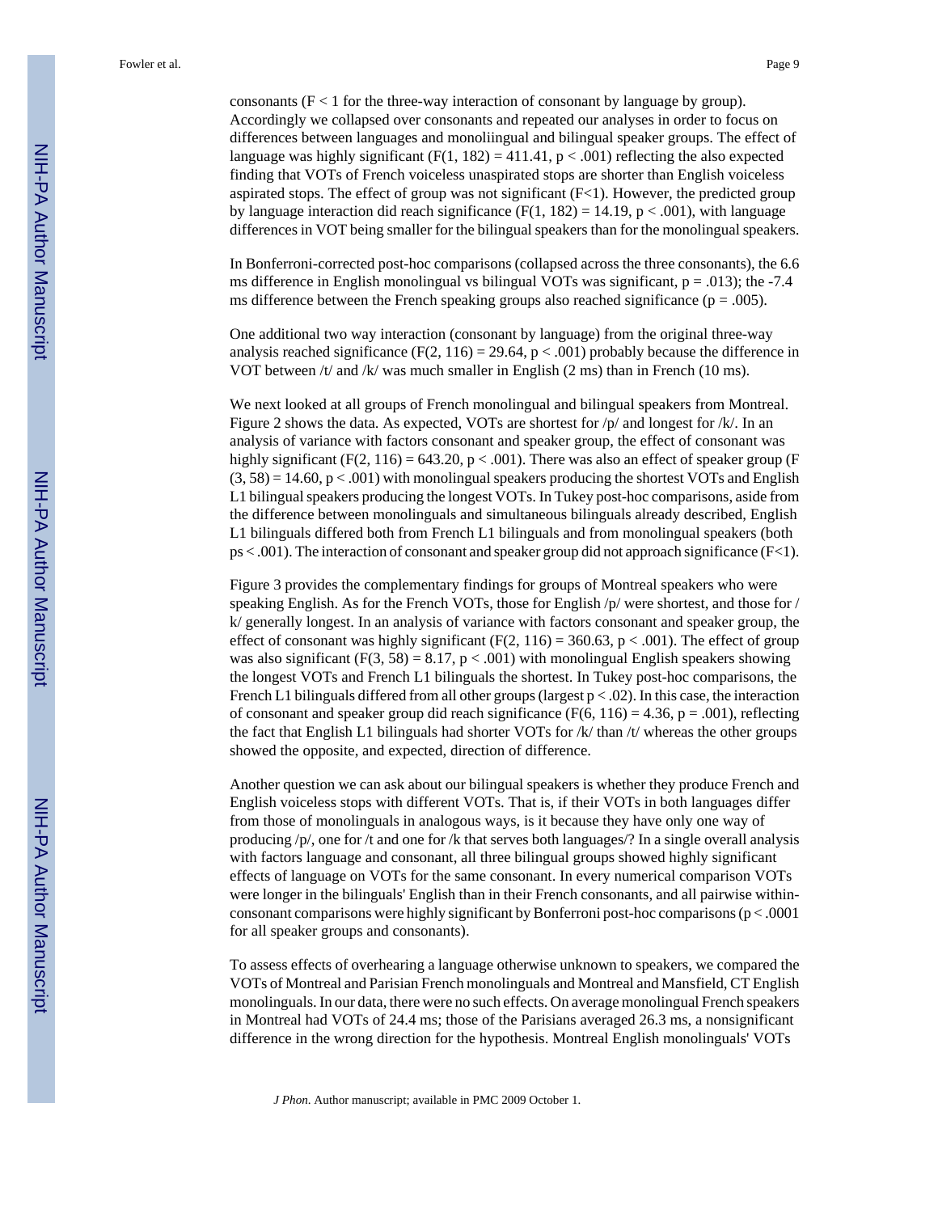consonants ($F < 1$ for the three-way interaction of consonant by language by group). Accordingly we collapsed over consonants and repeated our analyses in order to focus on differences between languages and monoliingual and bilingual speaker groups. The effect of language was highly significant ($F(1, 182) = 411.41$, $p < .001$) reflecting the also expected finding that VOTs of French voiceless unaspirated stops are shorter than English voiceless aspirated stops. The effect of group was not significant ($F<1$). However, the predicted group by language interaction did reach significance ($F(1, 182) = 14.19$, $p < .001$), with language differences in VOT being smaller for the bilingual speakers than for the monolingual speakers.

In Bonferroni-corrected post-hoc comparisons (collapsed across the three consonants), the 6.6 ms difference in English monolingual vs bilingual VOTs was significant, $p = .013$); the -7.4 ms difference between the French speaking groups also reached significance ($p = .005$).

One additional two way interaction (consonant by language) from the original three-way analysis reached significance ($F(2, 116) = 29.64$, $p < .001$) probably because the difference in VOT between /t/ and /k/ was much smaller in English (2 ms) than in French (10 ms).

We next looked at all groups of French monolingual and bilingual speakers from Montreal. Figure 2 shows the data. As expected, VOTs are shortest for /p/ and longest for /k/. In an analysis of variance with factors consonant and speaker group, the effect of consonant was highly significant ($F(2, 116) = 643.20$, $p < .001$). There was also an effect of speaker group ($F(3, 58) = 14.60$, $p < .001$) with monolingual speakers producing the shortest VOTs and English L1 bilingual speakers producing the longest VOTs. In Tukey post-hoc comparisons, aside from the difference between monolinguals and simultaneous bilinguals already described, English L1 bilinguals differed both from French L1 bilinguals and from monolingual speakers (both ps $< .001$). The interaction of consonant and speaker group did not approach significance ($F<1$).

Figure 3 provides the complementary findings for groups of Montreal speakers who were speaking English. As for the French VOTs, those for English /p/ were shortest, and those for /k/ generally longest. In an analysis of variance with factors consonant and speaker group, the effect of consonant was highly significant ($F(2, 116) = 360.63$, $p < .001$). The effect of group was also significant ($F(3, 58) = 8.17$, $p < .001$) with monolingual English speakers showing the longest VOTs and French L1 bilinguals the shortest. In Tukey post-hoc comparisons, the French L1 bilinguals differed from all other groups (largest $p < .02$). In this case, the interaction of consonant and speaker group did reach significance ($F(6, 116) = 4.36$, $p = .001$), reflecting the fact that English L1 bilinguals had shorter VOTs for /k/ than /t/ whereas the other groups showed the opposite, and expected, direction of difference.

Another question we can ask about our bilingual speakers is whether they produce French and English voiceless stops with different VOTs. That is, if their VOTs in both languages differ from those of monolinguals in analogous ways, is it because they have only one way of producing /p/, one for /t and one for /k that serves both languages/? In a single overall analysis with factors language and consonant, all three bilingual groups showed highly significant effects of language on VOTs for the same consonant. In every numerical comparison VOTs were longer in the bilinguals' English than in their French consonants, and all pairwise within-consonant comparisons were highly significant by Bonferroni post-hoc comparisons ($p < .0001$ for all speaker groups and consonants).

To assess effects of overhearing a language otherwise unknown to speakers, we compared the VOTs of Montreal and Parisian French monolinguals and Montreal and Mansfield, CT English monolinguals. In our data, there were no such effects. On average monolingual French speakers in Montreal had VOTs of 24.4 ms; those of the Parisians averaged 26.3 ms, a nonsignificant difference in the wrong direction for the hypothesis. Montreal English monolinguals' VOTs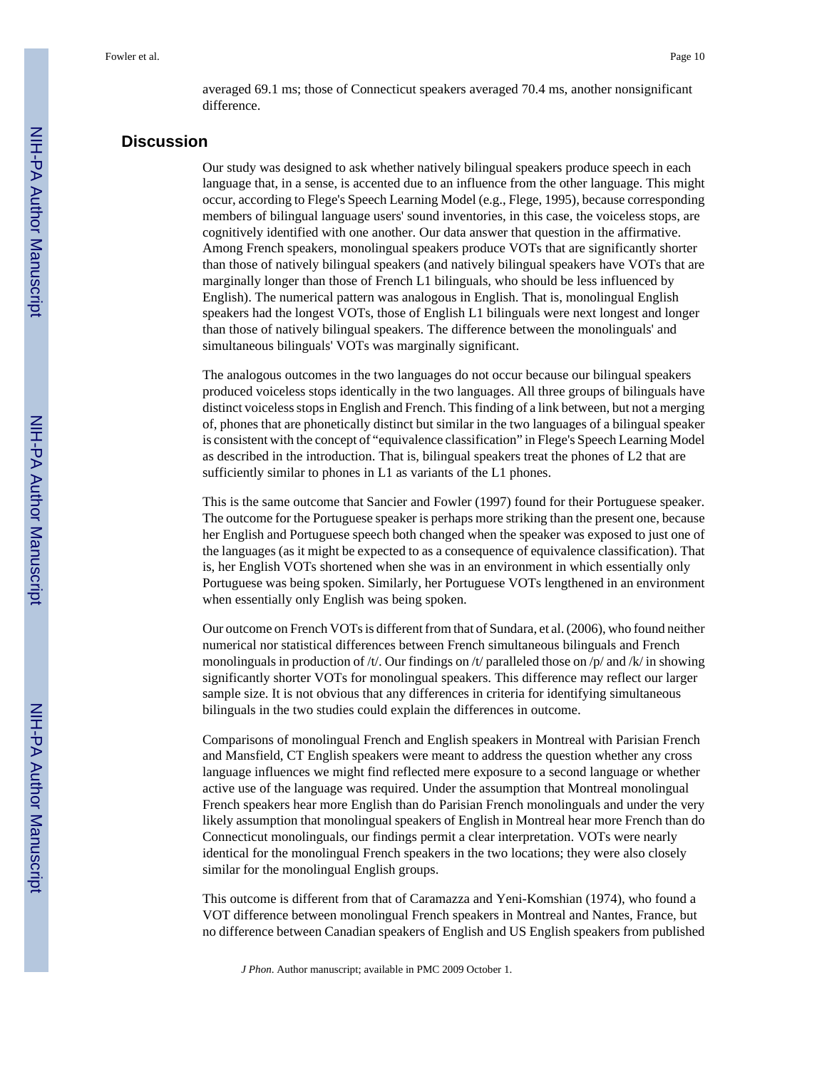averaged 69.1 ms; those of Connecticut speakers averaged 70.4 ms, another nonsignificant difference.

## Discussion

Our study was designed to ask whether natively bilingual speakers produce speech in each language that, in a sense, is accented due to an influence from the other language. This might occur, according to Flege's Speech Learning Model (e.g., Flege, 1995), because corresponding members of bilingual language users' sound inventories, in this case, the voiceless stops, are cognitively identified with one another. Our data answer that question in the affirmative. Among French speakers, monolingual speakers produce VOTs that are significantly shorter than those of natively bilingual speakers (and natively bilingual speakers have VOTs that are marginally longer than those of French L1 bilinguals, who should be less influenced by English). The numerical pattern was analogous in English. That is, monolingual English speakers had the longest VOTs, those of English L1 bilinguals were next longest and longer than those of natively bilingual speakers. The difference between the monolinguals' and simultaneous bilinguals' VOTs was marginally significant.

The analogous outcomes in the two languages do not occur because our bilingual speakers produced voiceless stops identically in the two languages. All three groups of bilinguals have distinct voiceless stops in English and French. This finding of a link between, but not a merging of, phones that are phonetically distinct but similar in the two languages of a bilingual speaker is consistent with the concept of "equivalence classification" in Flege's Speech Learning Model as described in the introduction. That is, bilingual speakers treat the phones of L2 that are sufficiently similar to phones in L1 as variants of the L1 phones.

This is the same outcome that Sancier and Fowler (1997) found for their Portuguese speaker. The outcome for the Portuguese speaker is perhaps more striking than the present one, because her English and Portuguese speech both changed when the speaker was exposed to just one of the languages (as it might be expected to as a consequence of equivalence classification). That is, her English VOTs shortened when she was in an environment in which essentially only Portuguese was being spoken. Similarly, her Portuguese VOTs lengthened in an environment when essentially only English was being spoken.

Our outcome on French VOTs is different from that of Sundara, et al. (2006), who found neither numerical nor statistical differences between French simultaneous bilinguals and French monolinguals in production of /t/. Our findings on /t/ paralleled those on /p/ and /k/ in showing significantly shorter VOTs for monolingual speakers. This difference may reflect our larger sample size. It is not obvious that any differences in criteria for identifying simultaneous bilinguals in the two studies could explain the differences in outcome.

Comparisons of monolingual French and English speakers in Montreal with Parisian French and Mansfield, CT English speakers were meant to address the question whether any cross language influences we might find reflected mere exposure to a second language or whether active use of the language was required. Under the assumption that Montreal monolingual French speakers hear more English than do Parisian French monolinguals and under the very likely assumption that monolingual speakers of English in Montreal hear more French than do Connecticut monolinguals, our findings permit a clear interpretation. VOTs were nearly identical for the monolingual French speakers in the two locations; they were also closely similar for the monolingual English groups.

This outcome is different from that of Caramazza and Yeni-Komshian (1974), who found a VOT difference between monolingual French speakers in Montreal and Nantes, France, but no difference between Canadian speakers of English and US English speakers from published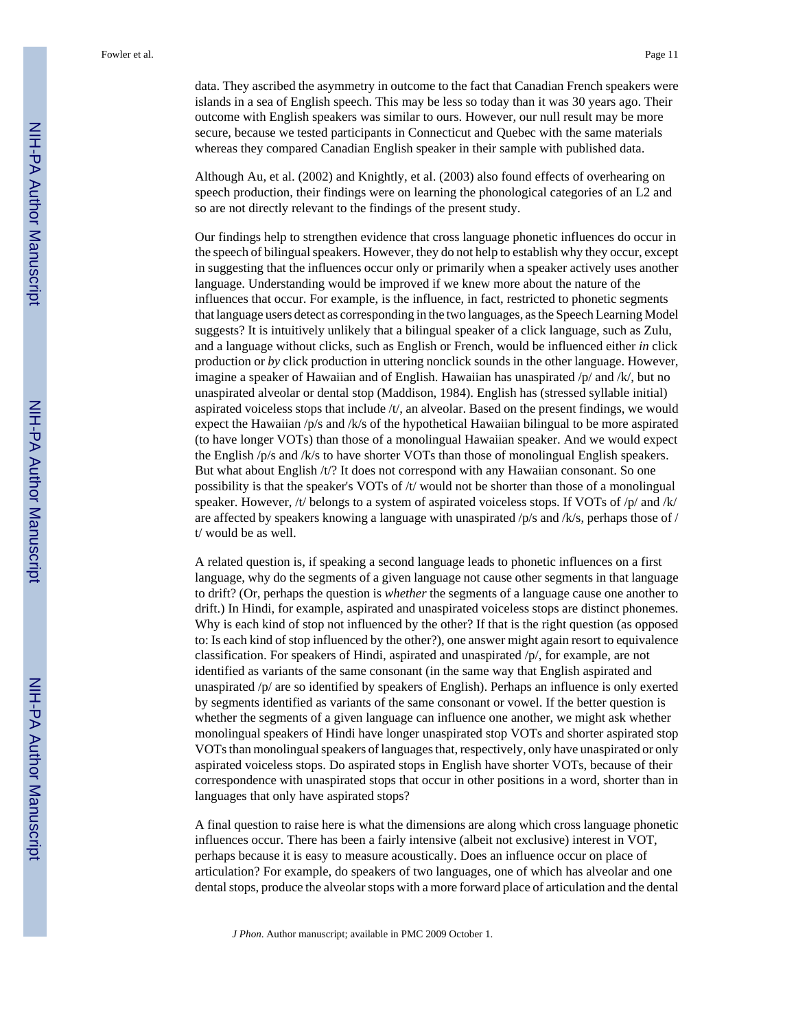data. They ascribed the asymmetry in outcome to the fact that Canadian French speakers were islands in a sea of English speech. This may be less so today than it was 30 years ago. Their outcome with English speakers was similar to ours. However, our null result may be more secure, because we tested participants in Connecticut and Quebec with the same materials whereas they compared Canadian English speaker in their sample with published data.

Although Au, et al. (2002) and Knightly, et al. (2003) also found effects of overhearing on speech production, their findings were on learning the phonological categories of an L2 and so are not directly relevant to the findings of the present study.

Our findings help to strengthen evidence that cross language phonetic influences do occur in the speech of bilingual speakers. However, they do not help to establish why they occur, except in suggesting that the influences occur only or primarily when a speaker actively uses another language. Understanding would be improved if we knew more about the nature of the influences that occur. For example, is the influence, in fact, restricted to phonetic segments that language users detect as corresponding in the two languages, as the Speech Learning Model suggests? It is intuitively unlikely that a bilingual speaker of a click language, such as Zulu, and a language without clicks, such as English or French, would be influenced either *in* click production or *by* click production in uttering nonclick sounds in the other language. However, imagine a speaker of Hawaiian and of English. Hawaiian has unaspirated /p/ and /k/, but no unaspirated alveolar or dental stop (Maddison, 1984). English has (stressed syllable initial) aspirated voiceless stops that include /t/, an alveolar. Based on the present findings, we would expect the Hawaiian /p/s and /k/s of the hypothetical Hawaiian bilingual to be more aspirated (to have longer VOTs) than those of a monolingual Hawaiian speaker. And we would expect the English /p/s and /k/s to have shorter VOTs than those of monolingual English speakers. But what about English /t/? It does not correspond with any Hawaiian consonant. So one possibility is that the speaker's VOTs of /t/ would not be shorter than those of a monolingual speaker. However, /t/ belongs to a system of aspirated voiceless stops. If VOTs of /p/ and /k/ are affected by speakers knowing a language with unaspirated /p/s and /k/s, perhaps those of /t/ would be as well.

A related question is, if speaking a second language leads to phonetic influences on a first language, why do the segments of a given language not cause other segments in that language to drift? (Or, perhaps the question is *whether* the segments of a language cause one another to drift.) In Hindi, for example, aspirated and unaspirated voiceless stops are distinct phonemes. Why is each kind of stop not influenced by the other? If that is the right question (as opposed to: Is each kind of stop influenced by the other?), one answer might again resort to equivalence classification. For speakers of Hindi, aspirated and unaspirated /p/, for example, are not identified as variants of the same consonant (in the same way that English aspirated and unaspirated /p/ are so identified by speakers of English). Perhaps an influence is only exerted by segments identified as variants of the same consonant or vowel. If the better question is whether the segments of a given language can influence one another, we might ask whether monolingual speakers of Hindi have longer unaspirated stop VOTs and shorter aspirated stop VOTs than monolingual speakers of languages that, respectively, only have unaspirated or only aspirated voiceless stops. Do aspirated stops in English have shorter VOTs, because of their correspondence with unaspirated stops that occur in other positions in a word, shorter than in languages that only have aspirated stops?

A final question to raise here is what the dimensions are along which cross language phonetic influences occur. There has been a fairly intensive (albeit not exclusive) interest in VOT, perhaps because it is easy to measure acoustically. Does an influence occur on place of articulation? For example, do speakers of two languages, one of which has alveolar and one dental stops, produce the alveolar stops with a more forward place of articulation and the dental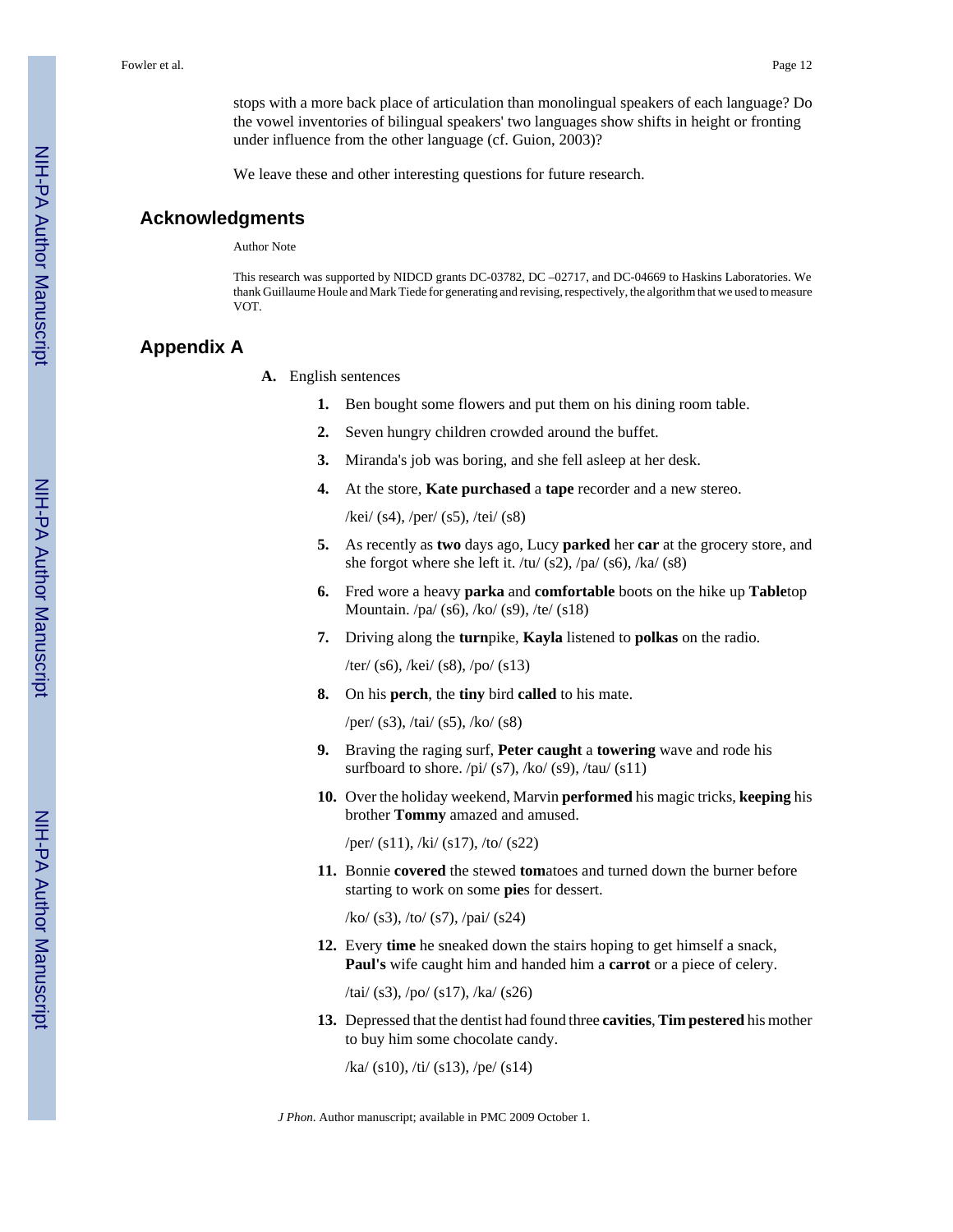stops with a more back place of articulation than monolingual speakers of each language? Do the vowel inventories of bilingual speakers' two languages show shifts in height or fronting under influence from the other language (cf. Guion, 2003)?

We leave these and other interesting questions for future research.

## Acknowledgments

Author Note

This research was supported by NIDCD grants DC-03782, DC –02717, and DC-04669 to Haskins Laboratories. We thank Guillaume Houle and Mark Tiede for generating and revising, respectively, the algorithm that we used to measure VOT.

## Appendix A

**A.** English sentences

1. Ben bought some flowers and put them on his dining room table.
2. Seven hungry children crowded around the buffet.
3. Miranda's job was boring, and she fell asleep at her desk.
4. At the store, **Kate purchased** a **tape** recorder and a new stereo.

   /kei/ (s4), /per/ (s5), /tei/ (s8)
5. As recently as **two** days ago, Lucy **parked** her **car** at the grocery store, and she forgot where she left it. /tu/ (s2), /pa/ (s6), /ka/ (s8)
6. Fred wore a heavy **parka** and **comfortable** boots on the hike up **Table**top Mountain. /pa/ (s6), /ko/ (s9), /te/ (s18)
7. Driving along the **turn**pike, **Kayla** listened to **polkas** on the radio.

   /ter/ (s6), /kei/ (s8), /po/ (s13)
8. On his **perch**, the **tiny** bird **called** to his mate.

   /per/ (s3), /tai/ (s5), /ko/ (s8)
9. Braving the raging surf, **Peter caught** a **towering** wave and rode his surfboard to shore. /pi/ (s7), /ko/ (s9), /tau/ (s11)
10. Over the holiday weekend, Marvin **performed** his magic tricks, **keeping** his brother **Tommy** amazed and amused.

    /per/ (s11), /ki/ (s17), /to/ (s22)
11. Bonnie **covered** the stewed **tom**atoes and turned down the burner before starting to work on some **pie**s for dessert.

    /ko/ (s3), /to/ (s7), /pai/ (s24)
12. Every **time** he sneaked down the stairs hoping to get himself a snack, **Paul's** wife caught him and handed him a **carrot** or a piece of celery.

    /tai/ (s3), /po/ (s17), /ka/ (s26)
13. Depressed that the dentist had found three **cavities**, **Tim pestered** his mother to buy him some chocolate candy.

    /ka/ (s10), /ti/ (s13), /pe/ (s14)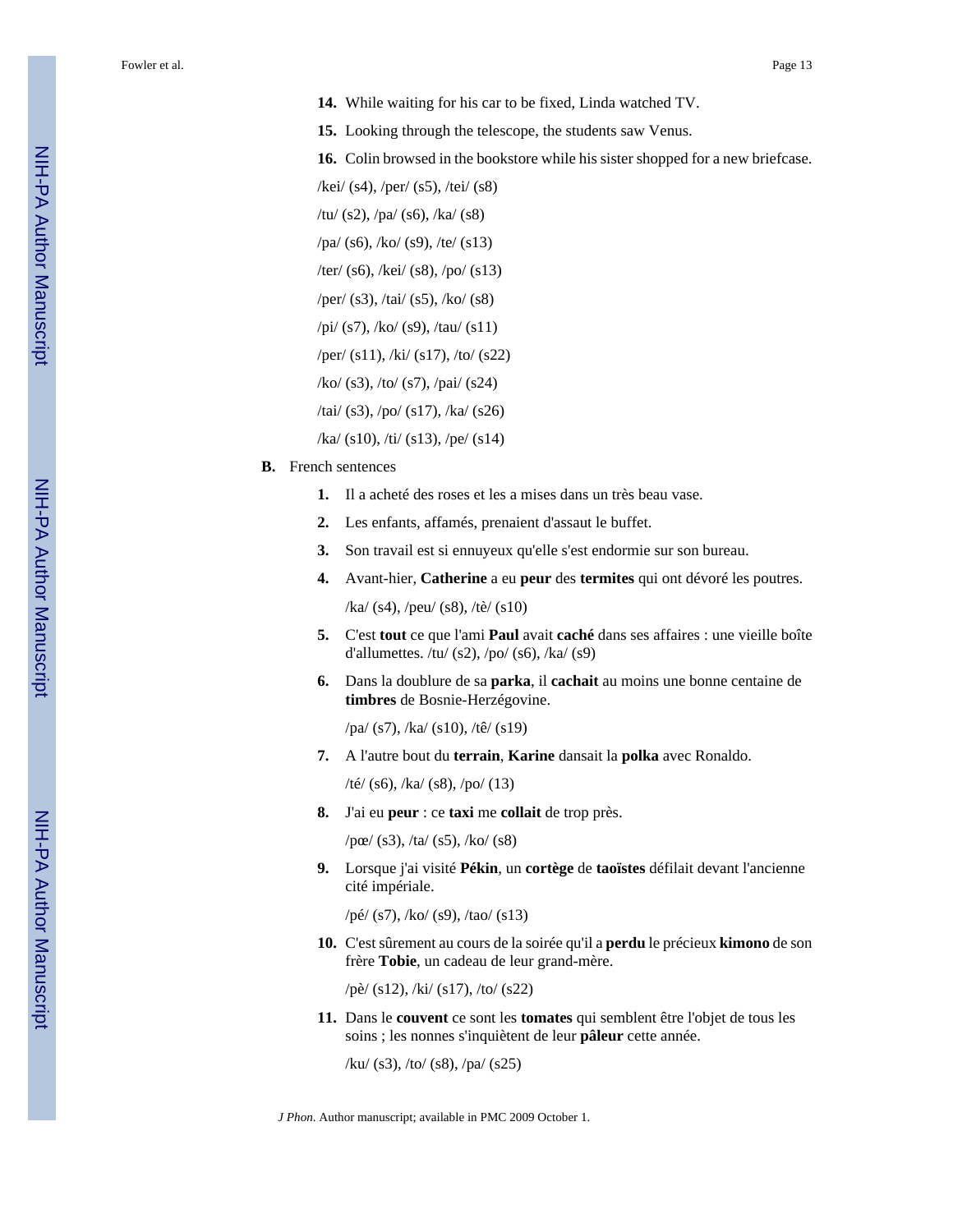14. While waiting for his car to be fixed, Linda watched TV.
15. Looking through the telescope, the students saw Venus.
16. Colin browsed in the bookstore while his sister shopped for a new briefcase.

/kei/ (s4), /per/ (s5), /tei/ (s8)

/tu/ (s2), /pa/ (s6), /ka/ (s8)

/pa/ (s6), /ko/ (s9), /te/ (s13)

/ter/ (s6), /kei/ (s8), /po/ (s13)

/per/ (s3), /tai/ (s5), /ko/ (s8)

/pi/ (s7), /ko/ (s9), /tau/ (s11)

/per/ (s11), /ki/ (s17), /to/ (s22)

/ko/ (s3), /to/ (s7), /pai/ (s24)

/tai/ (s3), /po/ (s17), /ka/ (s26)

/ka/ (s10), /ti/ (s13), /pe/ (s14)

**B.** French sentences

1. Il a acheté des roses et les a mises dans un très beau vase.
2. Les enfants, affamés, prenaient d'assaut le buffet.
3. Son travail est si ennuyeux qu'elle s'est endormie sur son bureau.
4. Avant-hier, **Catherine** a eu **peur** des **termites** qui ont dévoré les poutres.

   /ka/ (s4), /peu/ (s8), /tè/ (s10)
5. C'est **tout** ce que l'ami **Paul** avait **caché** dans ses affaires : une vieille boîte d'allumettes. /tu/ (s2), /po/ (s6), /ka/ (s9)
6. Dans la doublure de sa **parka**, il **cachait** au moins une bonne centaine de **timbres** de Bosnie-Herzégovine.

   /pa/ (s7), /ka/ (s10), /tê/ (s19)
7. A l'autre bout du **terrain**, **Karine** dansait la **polka** avec Ronaldo.

   /té/ (s6), /ka/ (s8), /po/ (13)
8. J'ai eu **peur** : ce **taxi** me **collait** de trop près.

   /pœ/ (s3), /ta/ (s5), /ko/ (s8)
9. Lorsque j'ai visité **Pékin**, un **cortège** de **taoïstes** défilait devant l'ancienne cité impériale.

   /pé/ (s7), /ko/ (s9), /tao/ (s13)
10. C'est sûrement au cours de la soirée qu'il a **perdu** le précieux **kimono** de son frère **Tobie**, un cadeau de leur grand-mère.

    /pè/ (s12), /ki/ (s17), /to/ (s22)
11. Dans le **couvent** ce sont les **tomates** qui semblent être l'objet de tous les soins ; les nonnes s'inquiètent de leur **pâleur** cette année.

    /ku/ (s3), /to/ (s8), /pa/ (s25)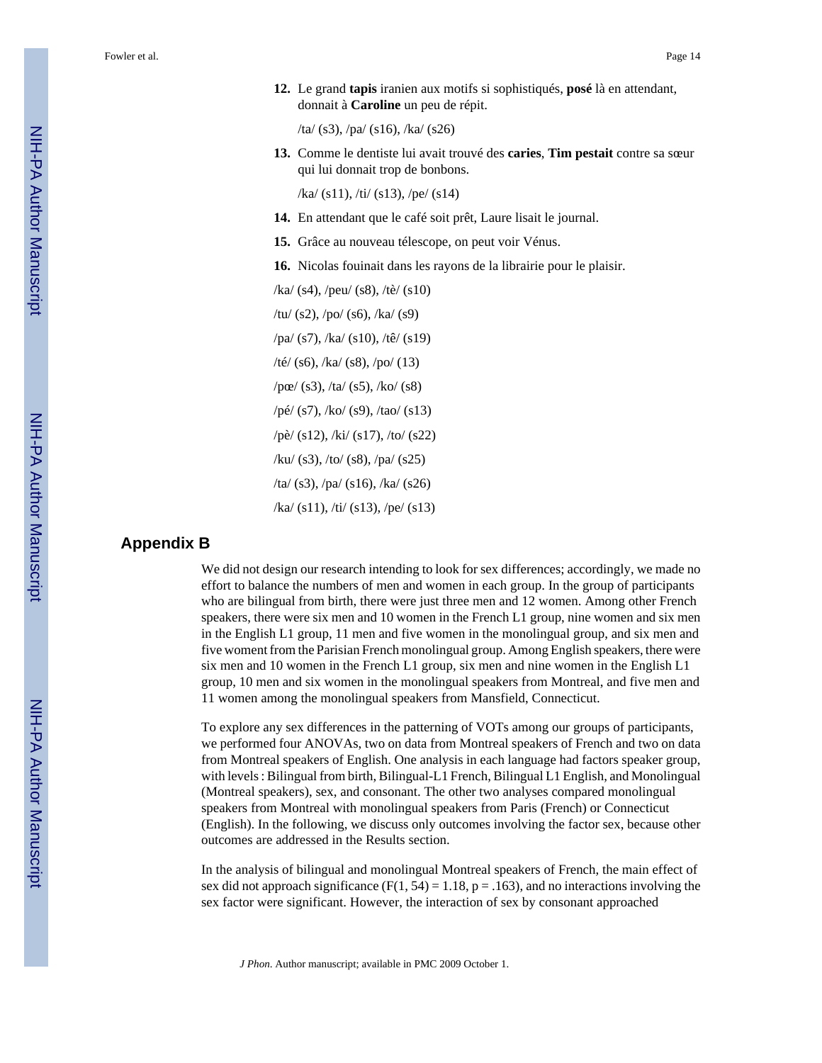12. Le grand **tapis** iranien aux motifs si sophistiqués, **posé** là en attendant, donnait à **Caroline** un peu de répit.

    /ta/ (s3), /pa/ (s16), /ka/ (s26)

13. Comme le dentiste lui avait trouvé des **caries**, **Tim pestait** contre sa sœur qui lui donnait trop de bonbons.

    /ka/ (s11), /ti/ (s13), /pe/ (s14)

14. En attendant que le café soit prêt, Laure lisait le journal.

15. Grâce au nouveau télescope, on peut voir Vénus.

16. Nicolas fouinait dans les rayons de la librairie pour le plaisir.

/ka/ (s4), /peu/ (s8), /tè/ (s10)

/tu/ (s2), /po/ (s6), /ka/ (s9)

/pa/ (s7), /ka/ (s10), /tê/ (s19)

/té/ (s6), /ka/ (s8), /po/ (13)

/pœ/ (s3), /ta/ (s5), /ko/ (s8)

/pé/ (s7), /ko/ (s9), /tao/ (s13)

/pè/ (s12), /ki/ (s17), /to/ (s22)

/ku/ (s3), /to/ (s8), /pa/ (s25)

/ta/ (s3), /pa/ (s16), /ka/ (s26)

/ka/ (s11), /ti/ (s13), /pe/ (s13)

## Appendix B

We did not design our research intending to look for sex differences; accordingly, we made no effort to balance the numbers of men and women in each group. In the group of participants who are bilingual from birth, there were just three men and 12 women. Among other French speakers, there were six men and 10 women in the French L1 group, nine women and six men in the English L1 group, 11 men and five women in the monolingual group, and six men and five woment from the Parisian French monolingual group. Among English speakers, there were six men and 10 women in the French L1 group, six men and nine women in the English L1 group, 10 men and six women in the monolingual speakers from Montreal, and five men and 11 women among the monolingual speakers from Mansfield, Connecticut.

To explore any sex differences in the patterning of VOTs among our groups of participants, we performed four ANOVAs, two on data from Montreal speakers of French and two on data from Montreal speakers of English. One analysis in each language had factors speaker group, with levels : Bilingual from birth, Bilingual-L1 French, Bilingual L1 English, and Monolingual (Montreal speakers), sex, and consonant. The other two analyses compared monolingual speakers from Montreal with monolingual speakers from Paris (French) or Connecticut (English). In the following, we discuss only outcomes involving the factor sex, because other outcomes are addressed in the Results section.

In the analysis of bilingual and monolingual Montreal speakers of French, the main effect of sex did not approach significance ($F(1, 54) = 1.18$, $p = .163$), and no interactions involving the sex factor were significant. However, the interaction of sex by consonant approached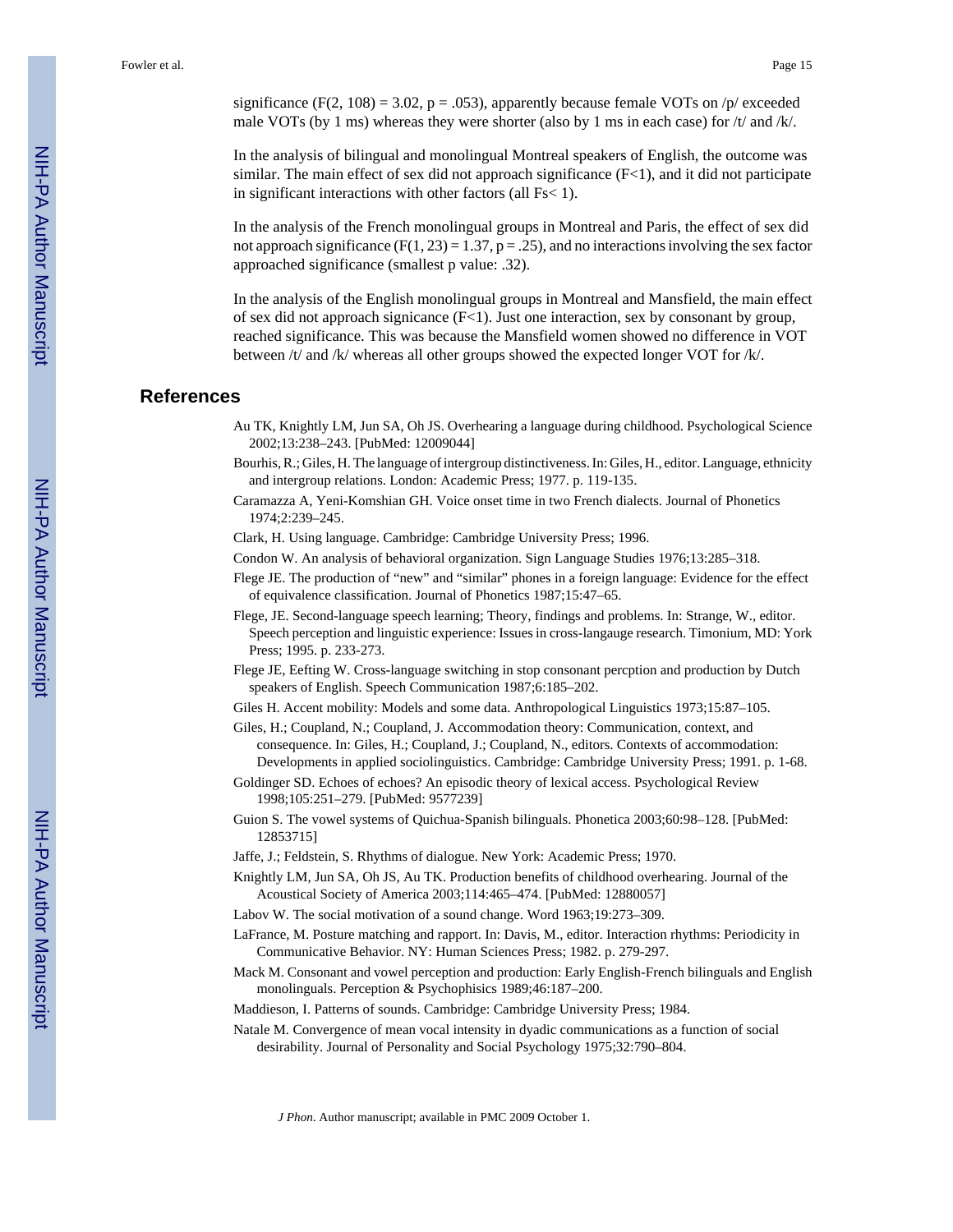significance ($F(2, 108) = 3.02$, $p = .053$), apparently because female VOTs on /p/ exceeded male VOTs (by 1 ms) whereas they were shorter (also by 1 ms in each case) for /t/ and /k/.

In the analysis of bilingual and monolingual Montreal speakers of English, the outcome was similar. The main effect of sex did not approach significance ($F<1$), and it did not participate in significant interactions with other factors (all $Fs< 1$).

In the analysis of the French monolingual groups in Montreal and Paris, the effect of sex did not approach significance ($F(1, 23) = 1.37$, $p = .25$), and no interactions involving the sex factor approached significance (smallest p value: .32).

In the analysis of the English monolingual groups in Montreal and Mansfield, the main effect of sex did not approach signicance ($F<1$). Just one interaction, sex by consonant by group, reached significance. This was because the Mansfield women showed no difference in VOT between /t/ and /k/ whereas all other groups showed the expected longer VOT for /k/.

## References

Au TK, Knightly LM, Jun SA, Oh JS. Overhearing a language during childhood. Psychological Science 2002;13:238–243. [PubMed: 12009044]

Bourhis, R.; Giles, H. The language of intergroup distinctiveness. In: Giles, H., editor. Language, ethnicity and intergroup relations. London: Academic Press; 1977. p. 119-135.

Caramazza A, Yeni-Komshian GH. Voice onset time in two French dialects. Journal of Phonetics 1974;2:239–245.

Clark, H. Using language. Cambridge: Cambridge University Press; 1996.

Condon W. An analysis of behavioral organization. Sign Language Studies 1976;13:285–318.

Flege JE. The production of "new" and "similar" phones in a foreign language: Evidence for the effect of equivalence classification. Journal of Phonetics 1987;15:47–65.

Flege, JE. Second-language speech learning; Theory, findings and problems. In: Strange, W., editor. Speech perception and linguistic experience: Issues in cross-langauge research. Timonium, MD: York Press; 1995. p. 233-273.

Flege JE, Eefting W. Cross-language switching in stop consonant percption and production by Dutch speakers of English. Speech Communication 1987;6:185–202.

Giles H. Accent mobility: Models and some data. Anthropological Linguistics 1973;15:87–105.

Giles, H.; Coupland, N.; Coupland, J. Accommodation theory: Communication, context, and consequence. In: Giles, H.; Coupland, J.; Coupland, N., editors. Contexts of accommodation: Developments in applied sociolinguistics. Cambridge: Cambridge University Press; 1991. p. 1-68.

Goldinger SD. Echoes of echoes? An episodic theory of lexical access. Psychological Review 1998;105:251–279. [PubMed: 9577239]

Guion S. The vowel systems of Quichua-Spanish bilinguals. Phonetica 2003;60:98–128. [PubMed: 12853715]

Jaffe, J.; Feldstein, S. Rhythms of dialogue. New York: Academic Press; 1970.

Knightly LM, Jun SA, Oh JS, Au TK. Production benefits of childhood overhearing. Journal of the Acoustical Society of America 2003;114:465–474. [PubMed: 12880057]

Labov W. The social motivation of a sound change. Word 1963;19:273–309.

LaFrance, M. Posture matching and rapport. In: Davis, M., editor. Interaction rhythms: Periodicity in Communicative Behavior. NY: Human Sciences Press; 1982. p. 279-297.

Mack M. Consonant and vowel perception and production: Early English-French bilinguals and English monolinguals. Perception & Psychophisics 1989;46:187–200.

Maddieson, I. Patterns of sounds. Cambridge: Cambridge University Press; 1984.

Natale M. Convergence of mean vocal intensity in dyadic communications as a function of social desirability. Journal of Personality and Social Psychology 1975;32:790–804.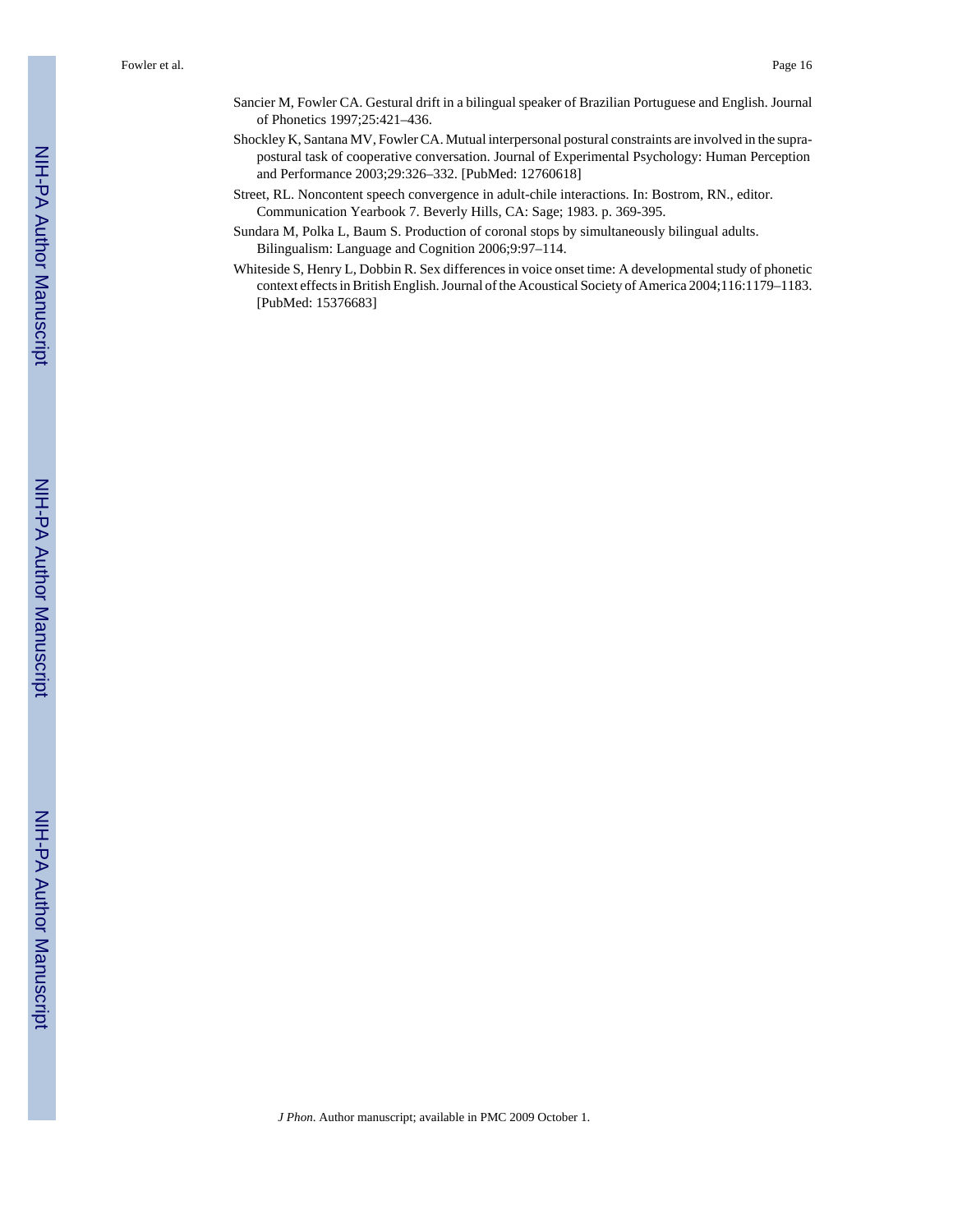Sancier M, Fowler CA. Gestural drift in a bilingual speaker of Brazilian Portuguese and English. Journal of Phonetics 1997;25:421–436.

Shockley K, Santana MV, Fowler CA. Mutual interpersonal postural constraints are involved in the supra-postural task of cooperative conversation. Journal of Experimental Psychology: Human Perception and Performance 2003;29:326–332. [PubMed: 12760618]

Street, RL. Noncontent speech convergence in adult-chile interactions. In: Bostrom, RN., editor. Communication Yearbook 7. Beverly Hills, CA: Sage; 1983. p. 369-395.

Sundara M, Polka L, Baum S. Production of coronal stops by simultaneously bilingual adults. Bilingualism: Language and Cognition 2006;9:97–114.

Whiteside S, Henry L, Dobbin R. Sex differences in voice onset time: A developmental study of phonetic context effects in British English. Journal of the Acoustical Society of America 2004;116:1179–1183. [PubMed: 15376683]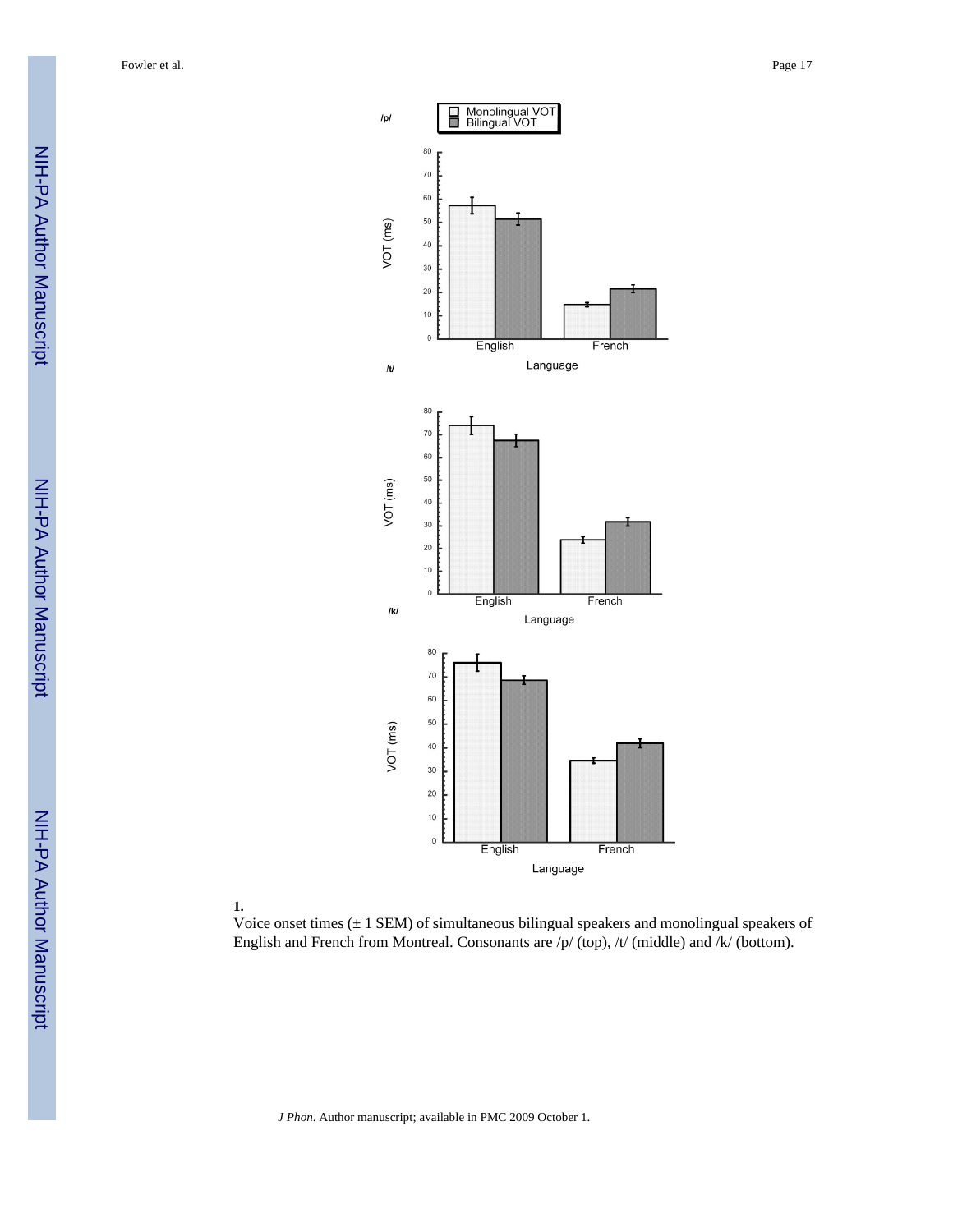**1.**

Voice onset times (± 1 SEM) of simultaneous bilingual speakers and monolingual speakers of English and French from Montreal. Consonants are /p/ (top), /t/ (middle) and /k/ (bottom).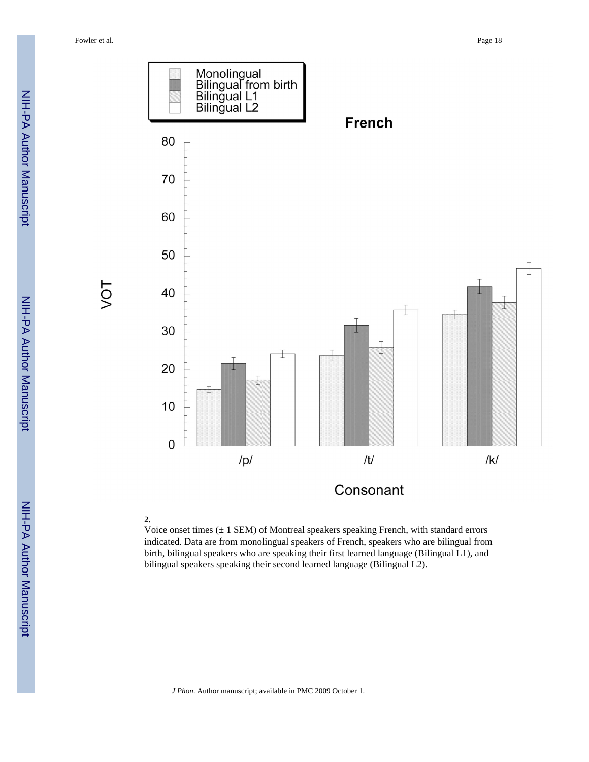**2.**

Voice onset times (± 1 SEM) of Montreal speakers speaking French, with standard errors indicated. Data are from monolingual speakers of French, speakers who are bilingual from birth, bilingual speakers who are speaking their first learned language (Bilingual L1), and bilingual speakers speaking their second learned language (Bilingual L2).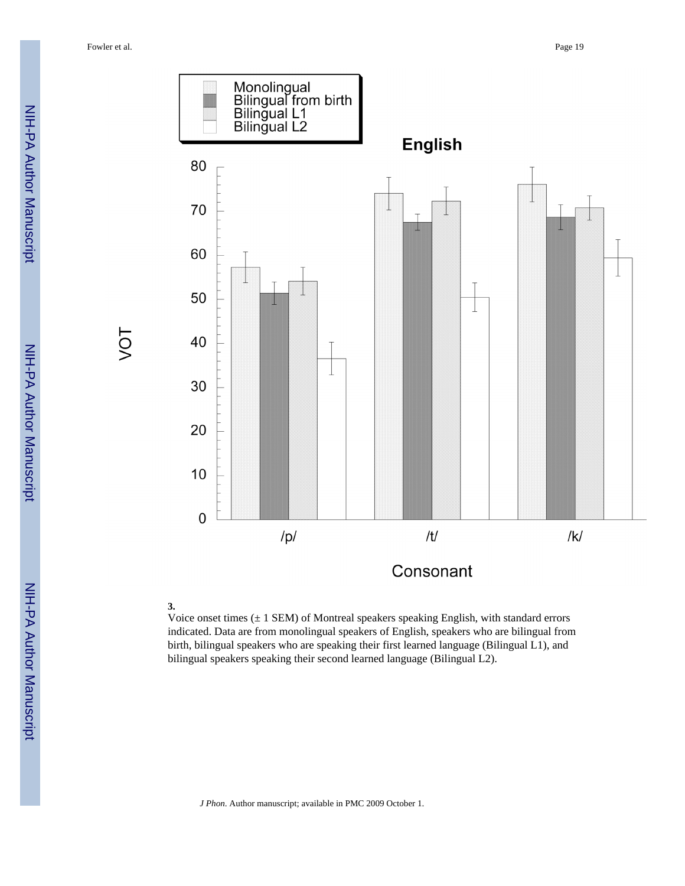Monolingual
Bilingual from birth
Bilingual L1
Bilingual L2

English

80
70
60
50
40
30
20
10
0

VOT

/p/
/t/
/k/

Consonant

**3.**

Voice onset times (± 1 SEM) of Montreal speakers speaking English, with standard errors indicated. Data are from monolingual speakers of English, speakers who are bilingual from birth, bilingual speakers who are speaking their first learned language (Bilingual L1), and bilingual speakers speaking their second learned language (Bilingual L2).